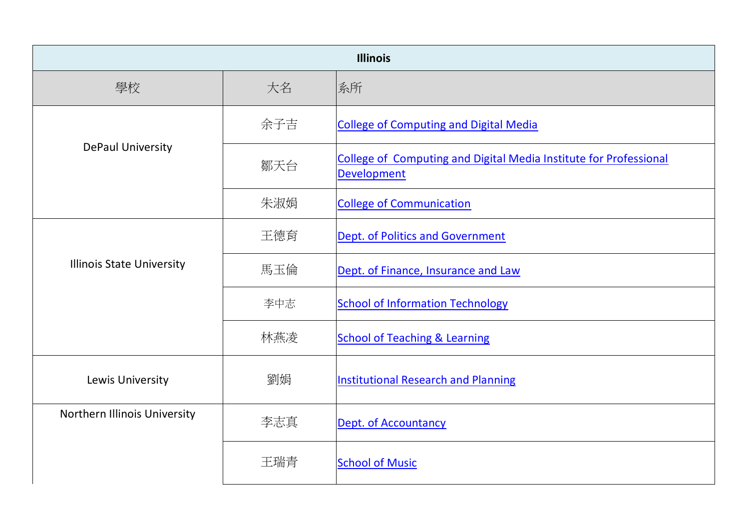| Illinois | | |
|---|---|---|
| 學校 | 大名 | 系所 |
| DePaul University | 余子吉 | College of Computing and Digital Media |
| | 鄒天台 | College of Computing and Digital Media Institute for Professional Development |
| | 朱淑娟 | College of Communication |
| Illinois State University | 王德育 | Dept. of Politics and Government |
| | 馬玉倫 | Dept. of Finance, Insurance and Law |
| | 李中志 | School of Information Technology |
| | 林燕凌 | School of Teaching & Learning |
| Lewis University | 劉娟 | Institutional Research and Planning |
| Northern Illinois University | 李志真 | Dept. of Accountancy |
| | 王瑞青 | School of Music |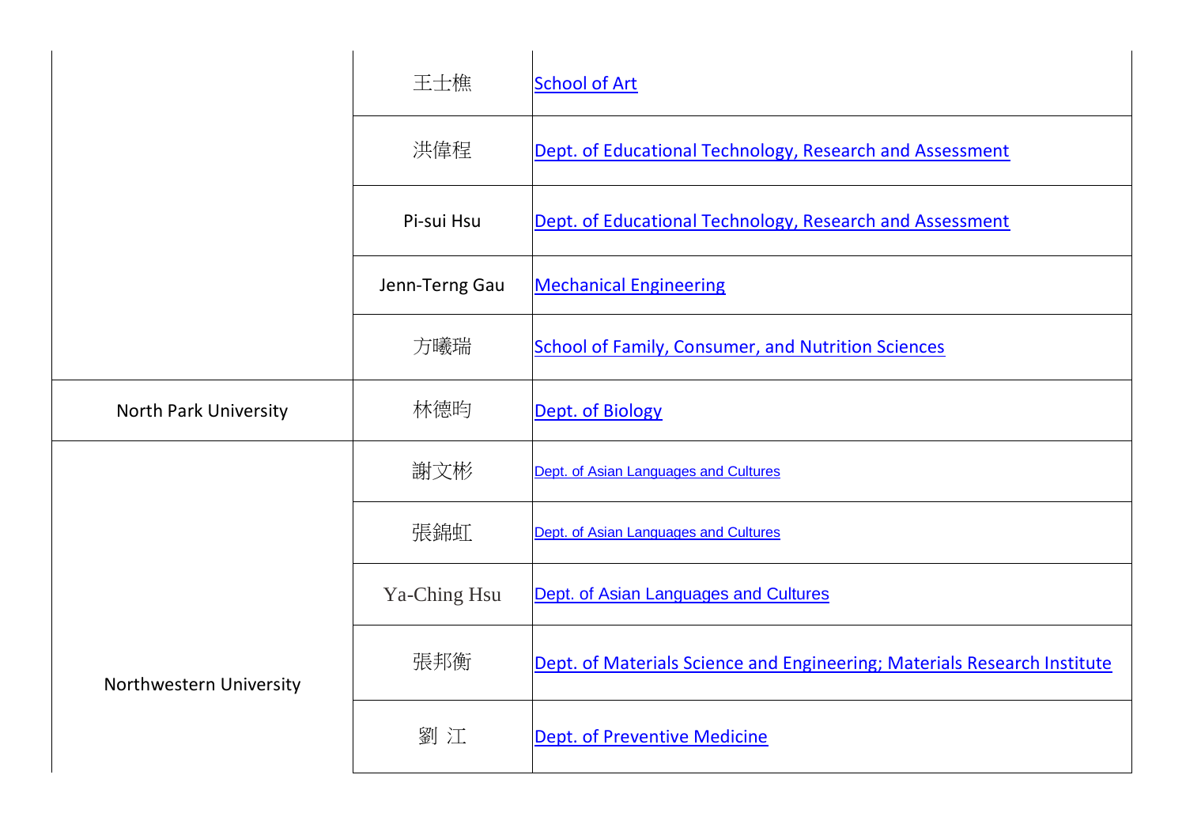| | | |
|---|---|---|
| | 王士樵 | School of Art |
| | 洪偉程 | Dept. of Educational Technology, Research and Assessment |
| | Pi-sui Hsu | Dept. of Educational Technology, Research and Assessment |
| | Jenn-Terng Gau | Mechanical Engineering |
| | 方曦瑞 | School of Family, Consumer, and Nutrition Sciences |
| North Park University | 林德昀 | Dept. of Biology |
| Northwestern University | 謝文彬 | Dept. of Asian Languages and Cultures |
| | 張錦虹 | Dept. of Asian Languages and Cultures |
| | Ya-Ching Hsu | Dept. of Asian Languages and Cultures |
| | 張邦衡 | Dept. of Materials Science and Engineering; Materials Research Institute |
| | 劉 江 | Dept. of Preventive Medicine |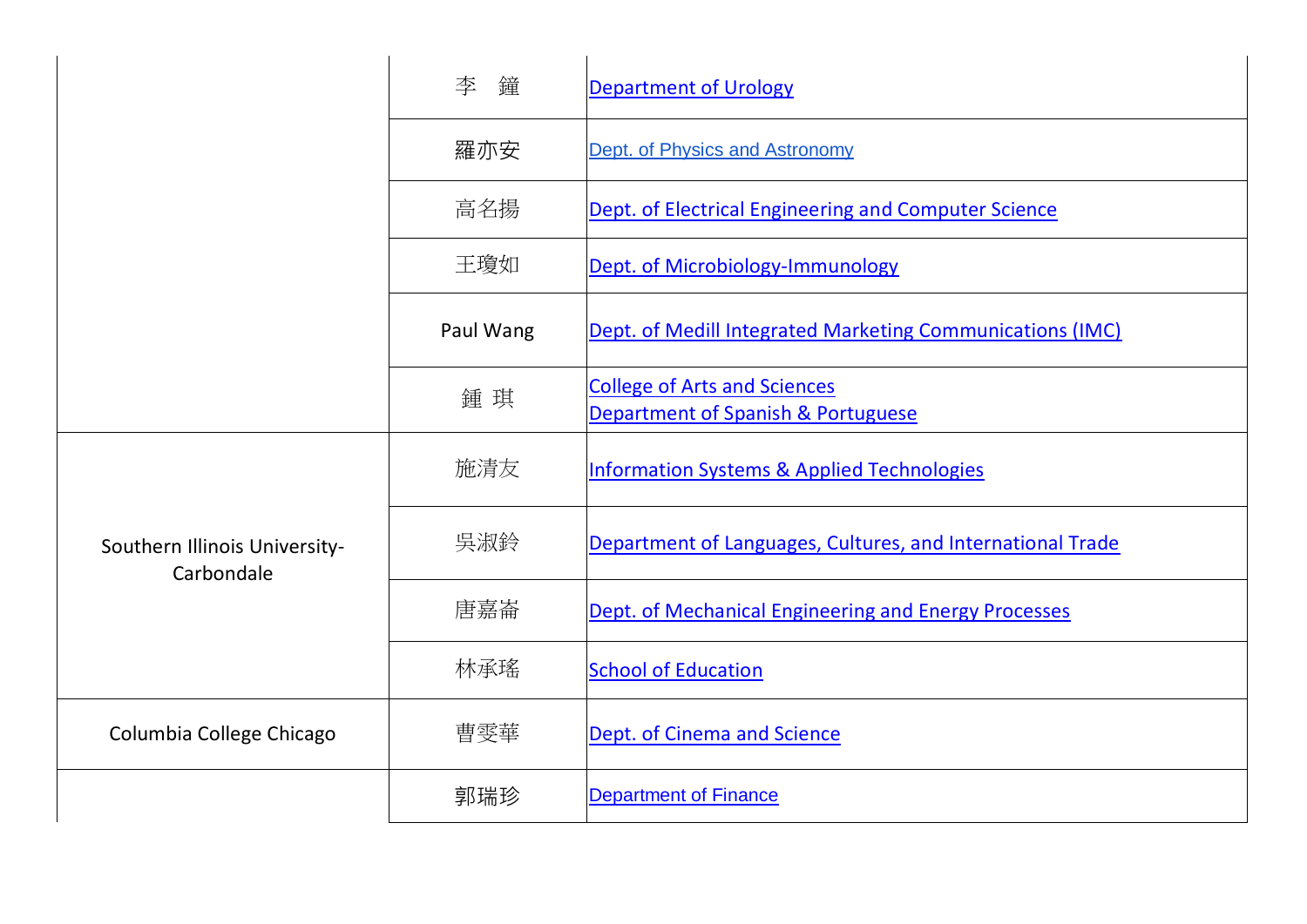| | | |
|---|---|---|
| | 李　鐘 | Department of Urology |
| | 羅亦安 | Dept. of Physics and Astronomy |
| | 高名揚 | Dept. of Electrical Engineering and Computer Science |
| | 王瓊如 | Dept. of Microbiology-Immunology |
| | Paul Wang | Dept. of Medill Integrated Marketing Communications (IMC) |
| | 鍾 琪 | College of Arts and Sciences<br>Department of Spanish & Portuguese |
| Southern Illinois University-Carbondale | 施清友 | Information Systems & Applied Technologies |
| | 吳淑鈴 | Department of Languages, Cultures, and International Trade |
| | 唐嘉崙 | Dept. of Mechanical Engineering and Energy Processes |
| | 林承瑤 | School of Education |
| Columbia College Chicago | 曹雯華 | Dept. of Cinema and Science |
| | 郭瑞珍 | Department of Finance |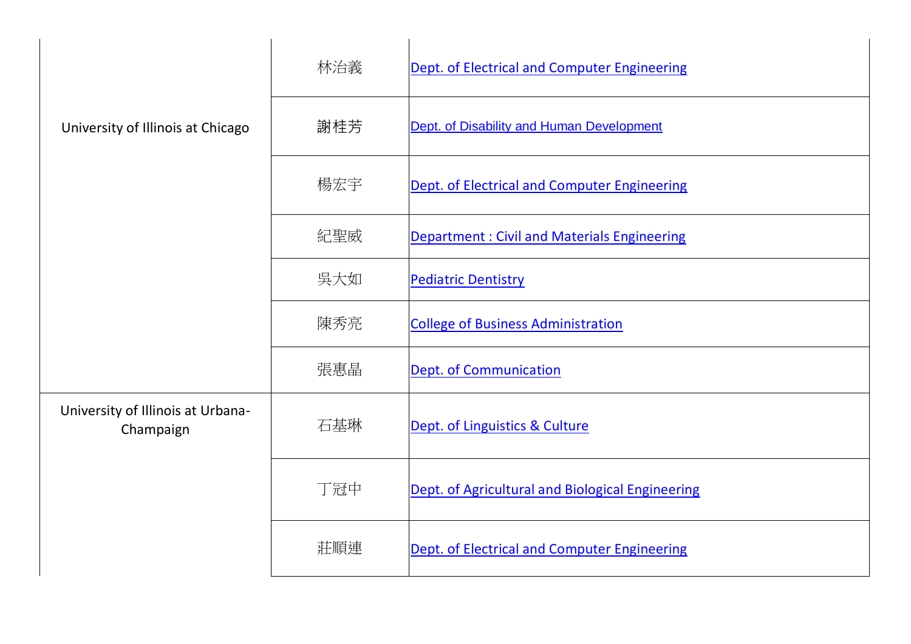| | | |
|---|---|---|
| University of Illinois at Chicago | 林治義 | Dept. of Electrical and Computer Engineering |
| | 謝桂芳 | Dept. of Disability and Human Development |
| | 楊宏宇 | Dept. of Electrical and Computer Engineering |
| | 紀聖威 | Department : Civil and Materials Engineering |
| | 吳大如 | Pediatric Dentistry |
| | 陳秀亮 | College of Business Administration |
| | 張惠晶 | Dept. of Communication |
| University of Illinois at Urbana-Champaign | 石基琳 | Dept. of Linguistics & Culture |
| | 丁冠中 | Dept. of Agricultural and Biological Engineering |
| | 莊順連 | Dept. of Electrical and Computer Engineering |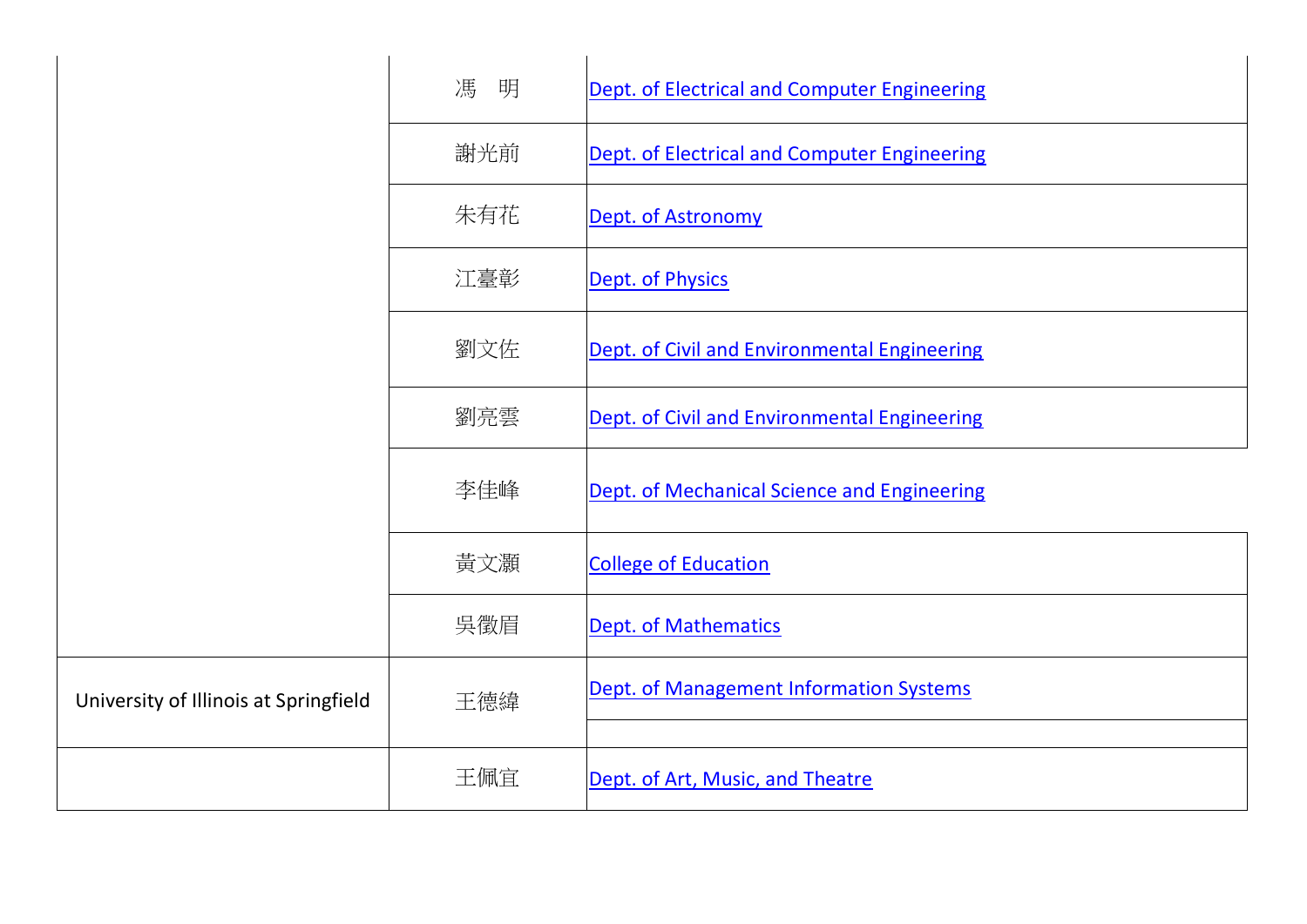| | | |
|---|---|---|
| | 馮　明 | Dept. of Electrical and Computer Engineering |
| | 謝光前 | Dept. of Electrical and Computer Engineering |
| | 朱有花 | Dept. of Astronomy |
| | 江臺彰 | Dept. of Physics |
| | 劉文佐 | Dept. of Civil and Environmental Engineering |
| | 劉亮雲 | Dept. of Civil and Environmental Engineering |
| | 李佳峰 | Dept. of Mechanical Science and Engineering |
| | 黃文灝 | College of Education |
| | 吳徵眉 | Dept. of Mathematics |
| University of Illinois at Springfield | 王德緯 | Dept. of Management Information Systems |
| | 王佩宜 | Dept. of Art, Music, and Theatre |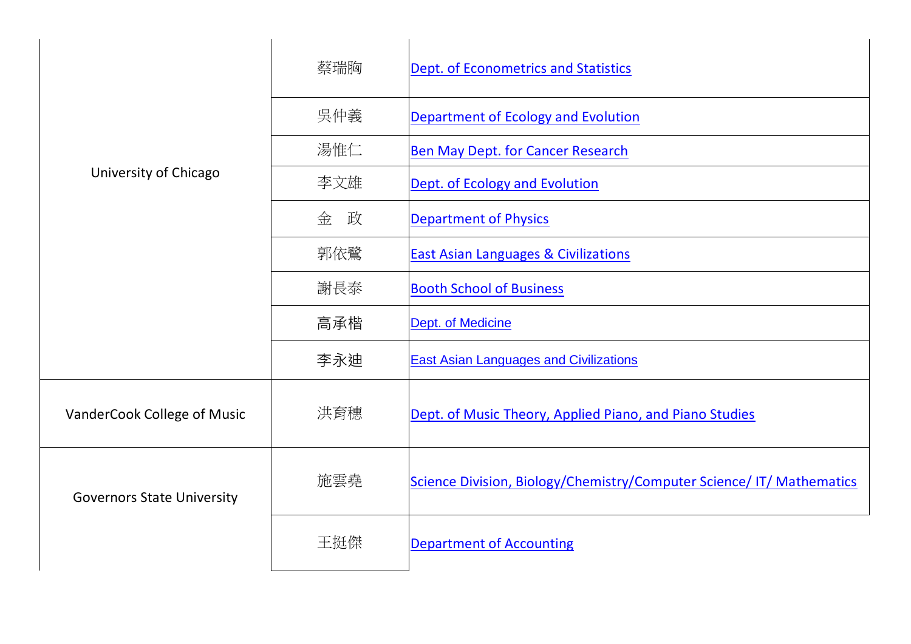| | | |
|---|---|---|
| University of Chicago | 蔡瑞胸 | Dept. of Econometrics and Statistics |
| | 吳仲義 | Department of Ecology and Evolution |
| | 湯惟仁 | Ben May Dept. for Cancer Research |
| | 李文雄 | Dept. of Ecology and Evolution |
| | 金　政 | Department of Physics |
| | 郭依鷺 | East Asian Languages & Civilizations |
| | 謝長泰 | Booth School of Business |
| | 高承楷 | Dept. of Medicine |
| | 李永迪 | East Asian Languages and Civilizations |
| VanderCook College of Music | 洪育穗 | Dept. of Music Theory, Applied Piano, and Piano Studies |
| Governors State University | 施雲堯 | Science Division, Biology/Chemistry/Computer Science/ IT/ Mathematics |
| | 王挺傑 | Department of Accounting |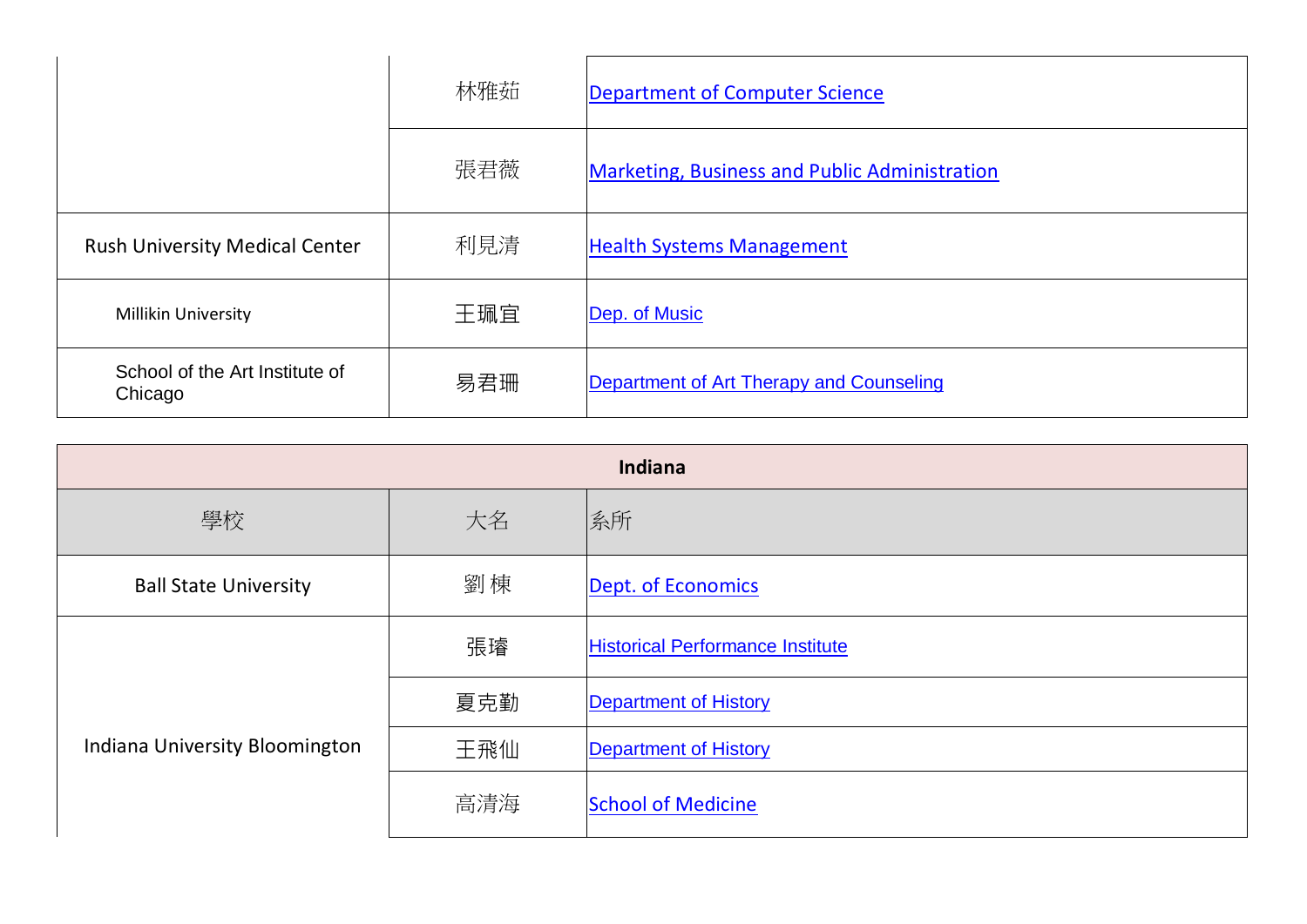| | | |
|---|---|---|
| | 林雅茹 | Department of Computer Science |
| | 張君薇 | Marketing, Business and Public Administration |
| Rush University Medical Center | 利見清 | Health Systems Management |
| Millikin University | 王珮宜 | Dep. of Music |
| School of the Art Institute of Chicago | 易君珊 | Department of Art Therapy and Counseling |

| **Indiana** | | |
|---|---|---|
| 學校 | 大名 | 系所 |
| Ball State University | 劉 棟 | Dept. of Economics |
| Indiana University Bloomington | 張璿 | Historical Performance Institute |
| | 夏克勤 | Department of History |
| | 王飛仙 | Department of History |
| | 高清海 | School of Medicine |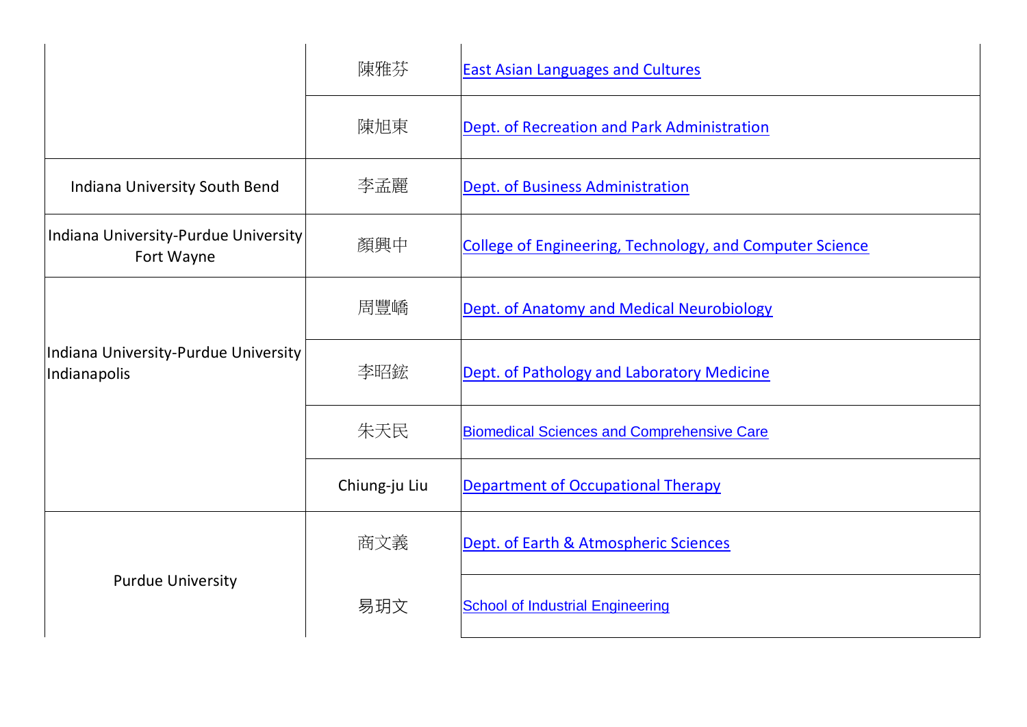| | | |
|---|---|---|
| | 陳雅芬 | East Asian Languages and Cultures |
| | 陳旭東 | Dept. of Recreation and Park Administration |
| Indiana University South Bend | 李孟麗 | Dept. of Business Administration |
| Indiana University-Purdue University Fort Wayne | 顏興中 | College of Engineering, Technology, and Computer Science |
| Indiana University-Purdue University Indianapolis | 周豐嶠 | Dept. of Anatomy and Medical Neurobiology |
| | 李昭鋐 | Dept. of Pathology and Laboratory Medicine |
| | 朱天民 | Biomedical Sciences and Comprehensive Care |
| | Chiung-ju Liu | Department of Occupational Therapy |
| Purdue University | 商文義 | Dept. of Earth & Atmospheric Sciences |
| | 易玥文 | School of Industrial Engineering |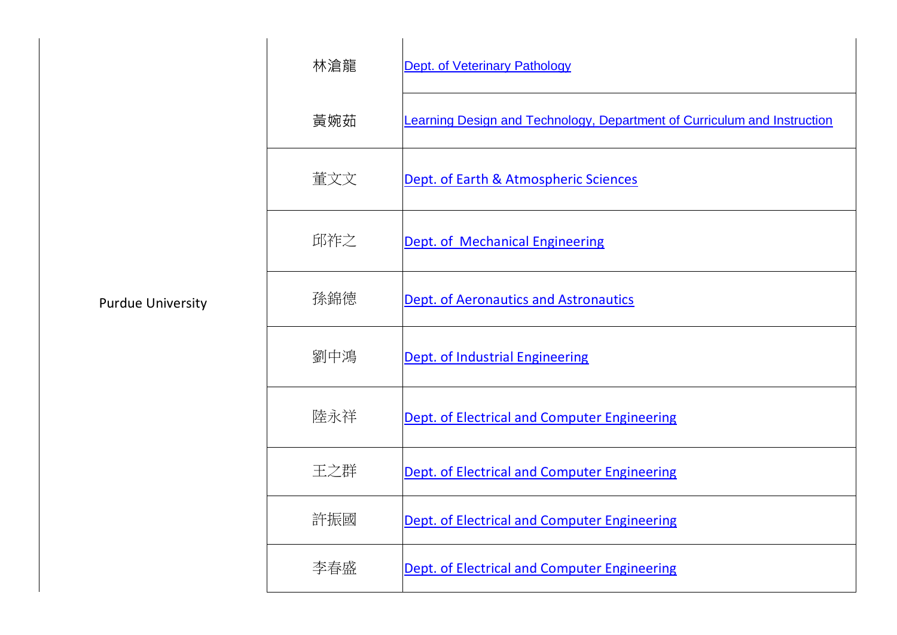| | | |
|---|---|---|
| Purdue University | 林滄龍 | Dept. of Veterinary Pathology |
| | 黃婉茹 | Learning Design and Technology, Department of Curriculum and Instruction |
| | 董文文 | Dept. of Earth & Atmospheric Sciences |
| | 邱祚之 | Dept. of  Mechanical Engineering |
| | 孫錦德 | Dept. of Aeronautics and Astronautics |
| | 劉中鴻 | Dept. of Industrial Engineering |
| | 陸永祥 | Dept. of Electrical and Computer Engineering |
| | 王之群 | Dept. of Electrical and Computer Engineering |
| | 許振國 | Dept. of Electrical and Computer Engineering |
| | 李春盛 | Dept. of Electrical and Computer Engineering |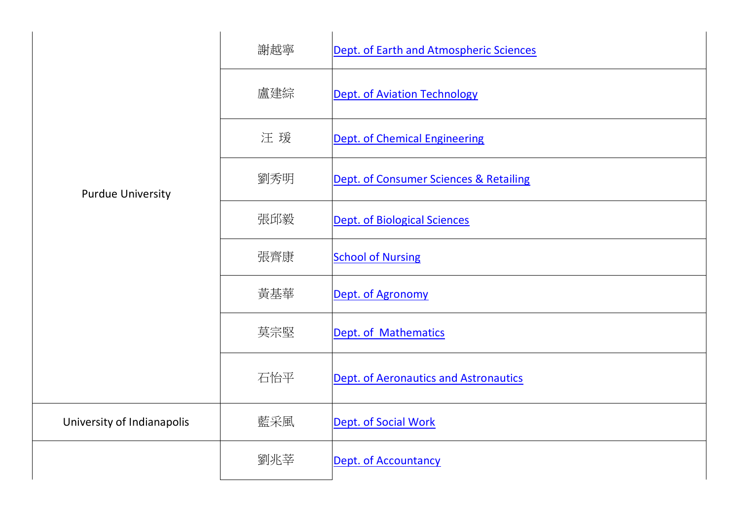| | | |
|---|---|---|
| Purdue University | 謝越寧 | Dept. of Earth and Atmospheric Sciences |
| | 盧建綜 | Dept. of Aviation Technology |
| | 汪 瑗 | Dept. of Chemical Engineering |
| | 劉秀明 | Dept. of Consumer Sciences & Retailing |
| | 張邱毅 | Dept. of Biological Sciences |
| | 張齊康 | School of Nursing |
| | 黃基華 | Dept. of Agronomy |
| | 莫宗堅 | Dept. of  Mathematics |
| | 石怡平 | Dept. of Aeronautics and Astronautics |
| University of Indianapolis | 藍采風 | Dept. of Social Work |
| | 劉兆莘 | Dept. of Accountancy |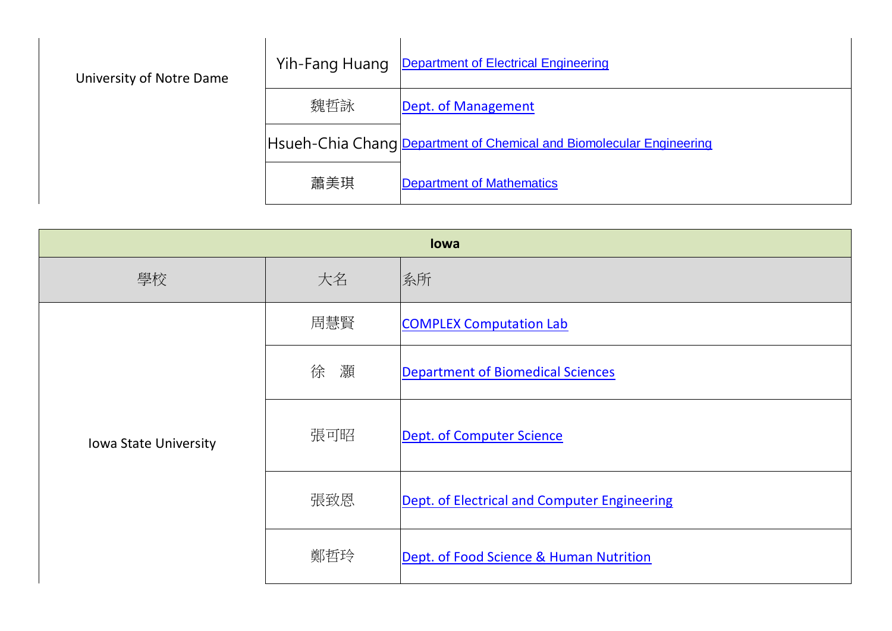| | | |
|---|---|---|
| University of Notre Dame | Yih-Fang Huang | Department of Electrical Engineering |
| | 魏哲詠 | Dept. of Management |
| | Hsueh-Chia Chang | Department of Chemical and Biomolecular Engineering |
| | 蕭美琪 | Department of Mathematics |

| **Iowa** | | |
|---|---|---|
| 學校 | 大名 | 系所 |
| Iowa State University | 周慧賢 | COMPLEX Computation Lab |
| | 徐　灝 | Department of Biomedical Sciences |
| | 張可昭 | Dept. of Computer Science |
| | 張致恩 | Dept. of Electrical and Computer Engineering |
| | 鄭哲玲 | Dept. of Food Science & Human Nutrition |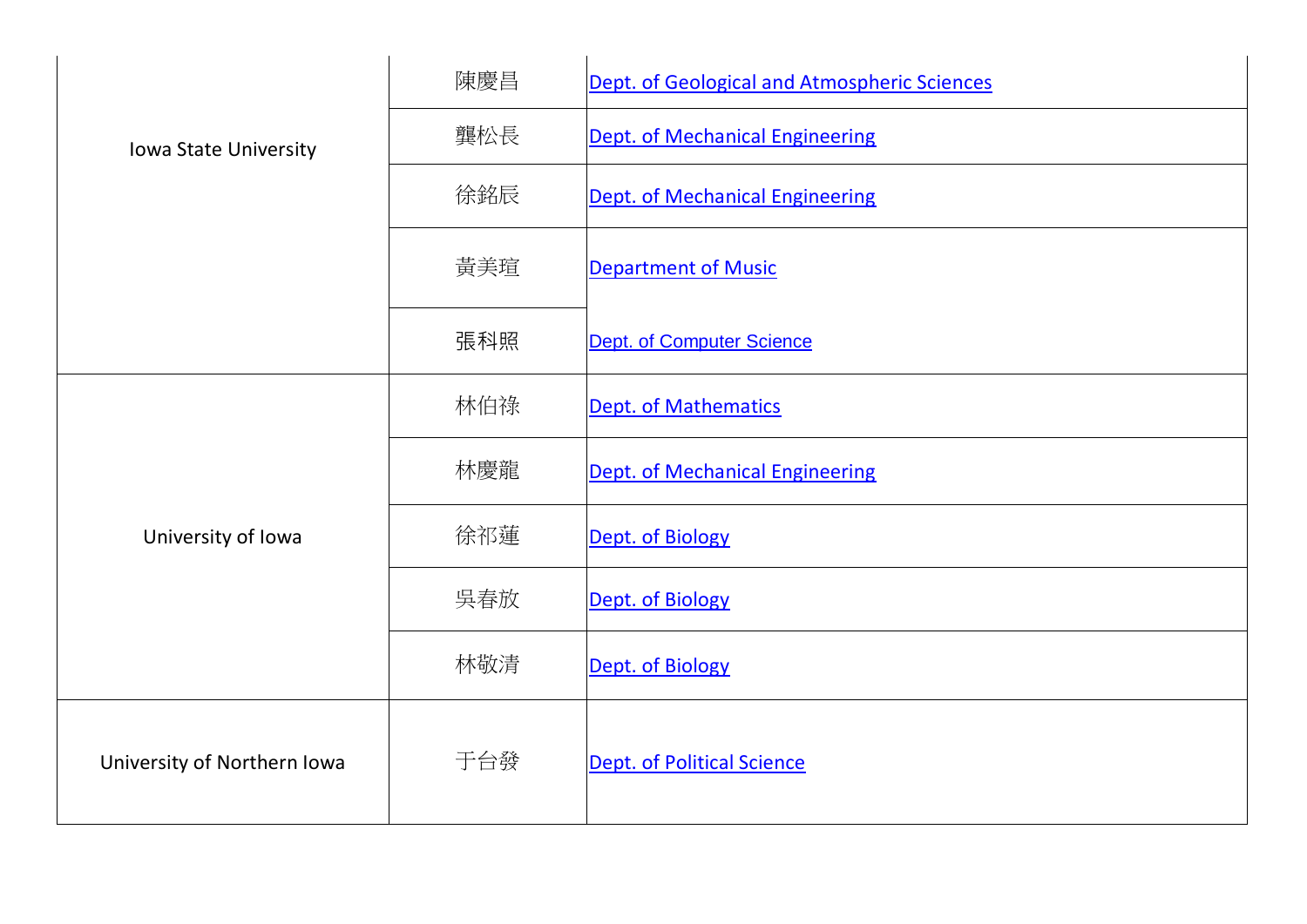| | | |
|---|---|---|
| Iowa State University | 陳慶昌 | Dept. of Geological and Atmospheric Sciences |
| | 龔松長 | Dept. of Mechanical Engineering |
| | 徐銘辰 | Dept. of Mechanical Engineering |
| | 黃美瑄 | Department of Music |
| | 張科照 | Dept. of Computer Science |
| University of Iowa | 林伯祿 | Dept. of Mathematics |
| | 林慶龍 | Dept. of Mechanical Engineering |
| | 徐祁蓮 | Dept. of Biology |
| | 吳春放 | Dept. of Biology |
| | 林敬清 | Dept. of Biology |
| University of Northern Iowa | 于台發 | Dept. of Political Science |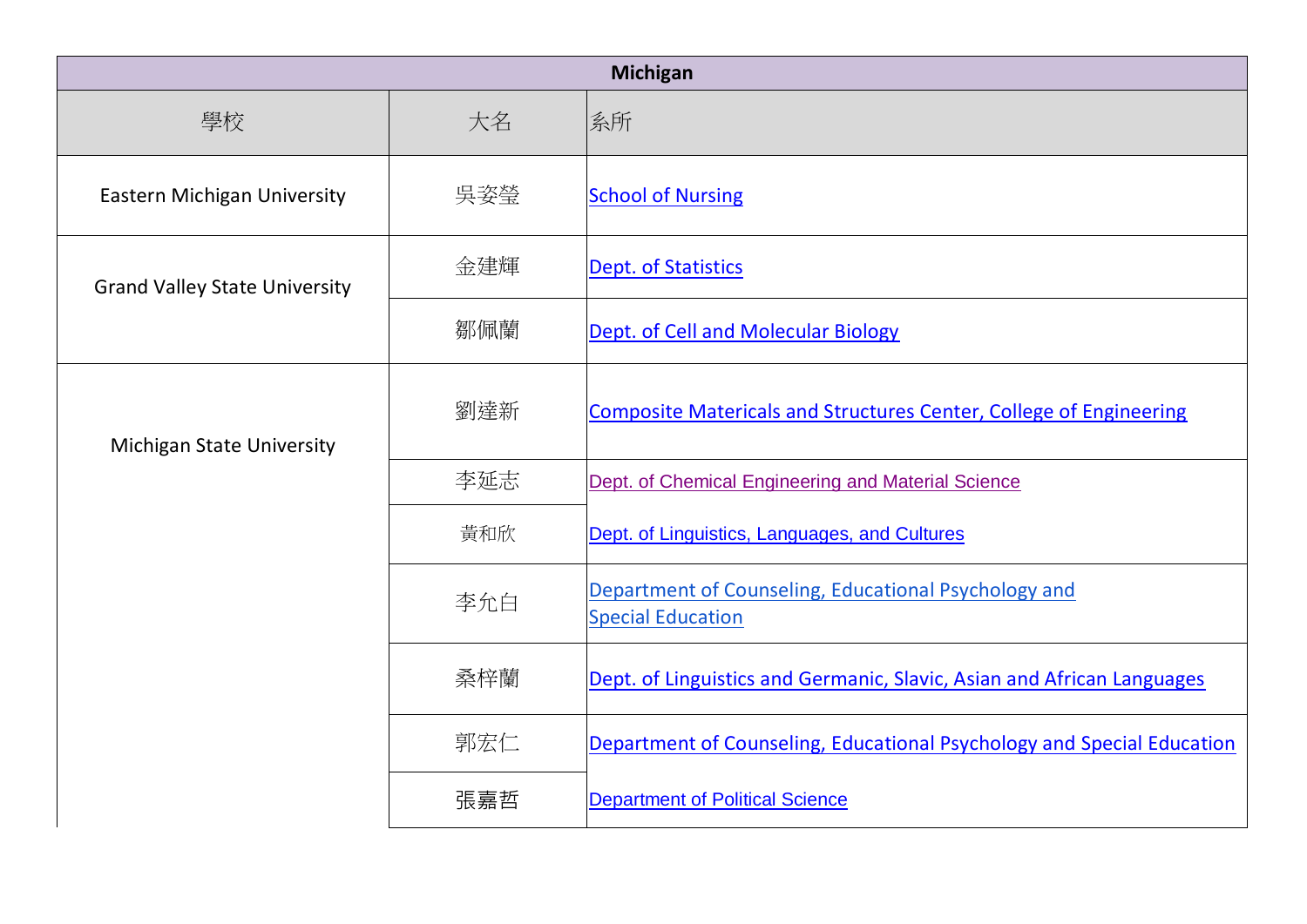| Michigan | | |
|---|---|---|
| 學校 | 大名 | 系所 |
| Eastern Michigan University | 吳姿瑩 | School of Nursing |
| Grand Valley State University | 金建輝 | Dept. of Statistics |
| | 鄒佩蘭 | Dept. of Cell and Molecular Biology |
| Michigan State University | 劉達新 | Composite Matericals and Structures Center, College of Engineering |
| | 李延志 | Dept. of Chemical Engineering and Material Science |
| | 黃和欣 | Dept. of Linguistics, Languages, and Cultures |
| | 李允白 | Department of Counseling, Educational Psychology and Special Education |
| | 桑梓蘭 | Dept. of Linguistics and Germanic, Slavic, Asian and African Languages |
| | 郭宏仁 | Department of Counseling, Educational Psychology and Special Education |
| | 張嘉哲 | Department of Political Science |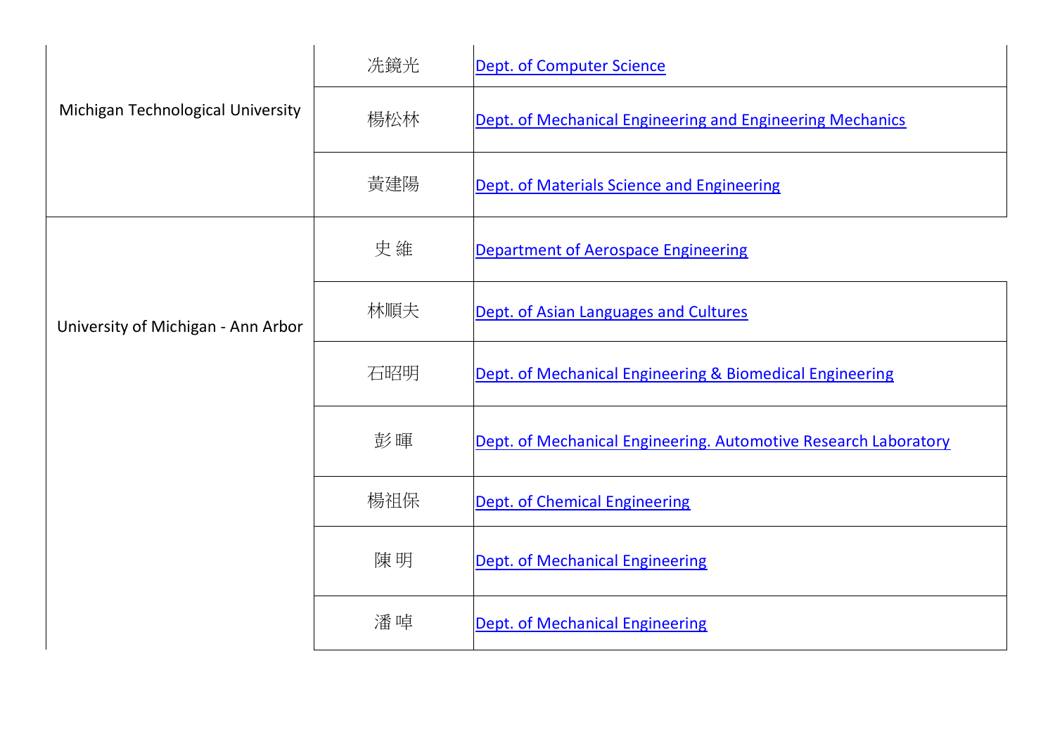| | | |
|---|---|---|
| Michigan Technological University | 冼鏡光 | Dept. of Computer Science |
| | 楊松林 | Dept. of Mechanical Engineering and Engineering Mechanics |
| | 黃建陽 | Dept. of Materials Science and Engineering |
| University of Michigan - Ann Arbor | 史 維 | Department of Aerospace Engineering |
| | 林順夫 | Dept. of Asian Languages and Cultures |
| | 石昭明 | Dept. of Mechanical Engineering & Biomedical Engineering |
| | 彭 暉 | Dept. of Mechanical Engineering. Automotive Research Laboratory |
| | 楊祖保 | Dept. of Chemical Engineering |
| | 陳 明 | Dept. of Mechanical Engineering |
| | 潘 啅 | Dept. of Mechanical Engineering |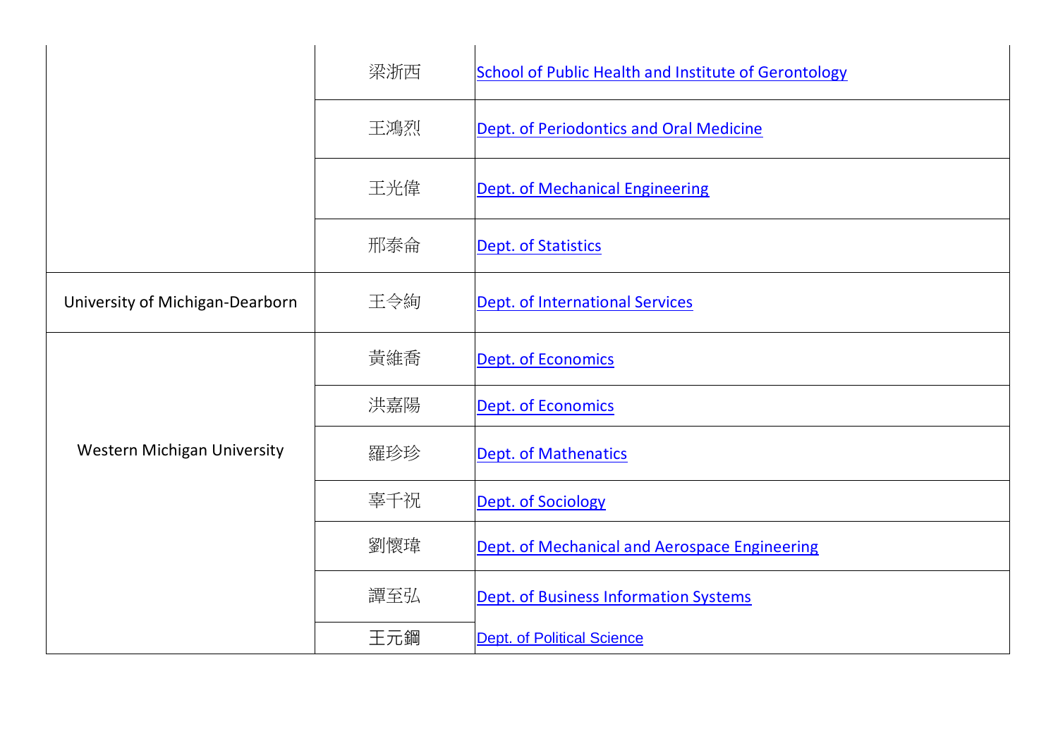| | | |
|---|---|---|
| | 梁浙西 | School of Public Health and Institute of Gerontology |
| | 王鴻烈 | Dept. of Periodontics and Oral Medicine |
| | 王光偉 | Dept. of Mechanical Engineering |
| | 邢泰侖 | Dept. of Statistics |
| University of Michigan-Dearborn | 王令絢 | Dept. of International Services |
| Western Michigan University | 黃維喬 | Dept. of Economics |
| | 洪嘉陽 | Dept. of Economics |
| | 羅珍珍 | Dept. of Mathenatics |
| | 辜千祝 | Dept. of Sociology |
| | 劉懷瑋 | Dept. of Mechanical and Aerospace Engineering |
| | 譚至弘 | Dept. of Business Information Systems |
| | 王元鋼 | Dept. of Political Science |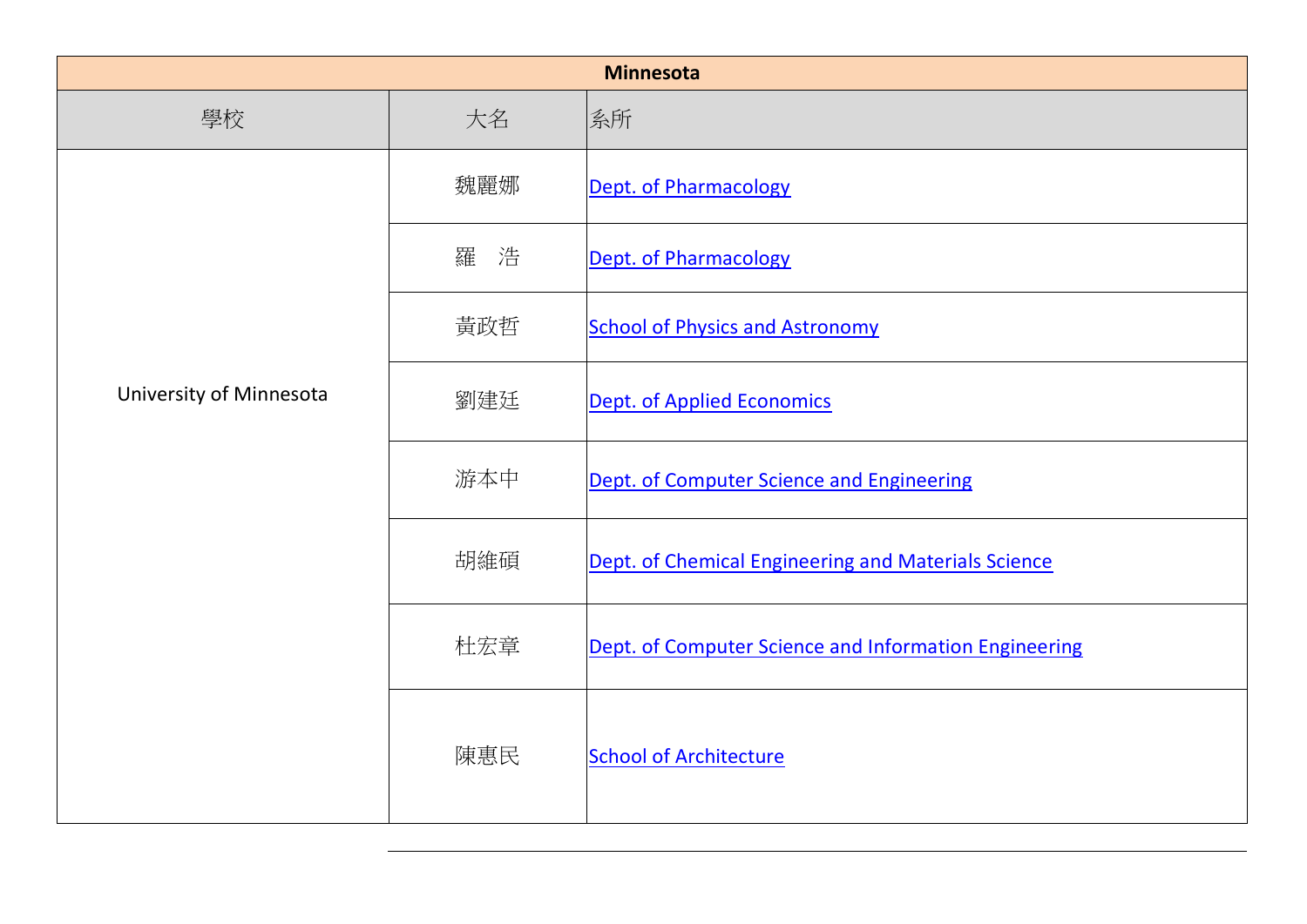| Minnesota | | |
|---|---|---|
| 學校 | 大名 | 系所 |
| University of Minnesota | 魏麗娜 | Dept. of Pharmacology |
| | 羅　浩 | Dept. of Pharmacology |
| | 黃政哲 | School of Physics and Astronomy |
| | 劉建廷 | Dept. of Applied Economics |
| | 游本中 | Dept. of Computer Science and Engineering |
| | 胡維碩 | Dept. of Chemical Engineering and Materials Science |
| | 杜宏章 | Dept. of Computer Science and Information Engineering |
| | 陳惠民 | School of Architecture |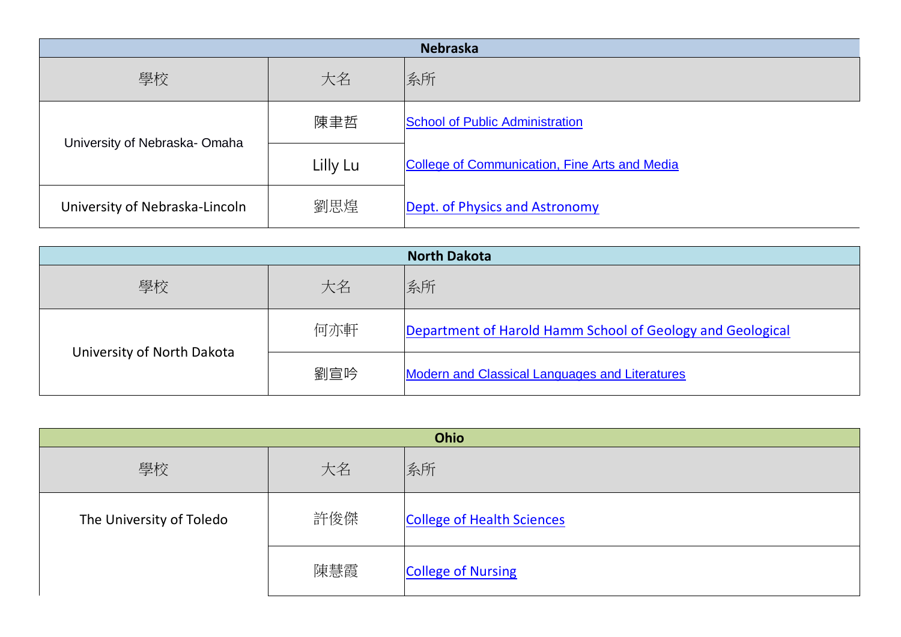| Nebraska | | |
|---|---|---|
| 學校 | 大名 | 系所 |
| University of Nebraska- Omaha | 陳聿哲 | School of Public Administration |
| | Lilly Lu | College of Communication, Fine Arts and Media |
| University of Nebraska-Lincoln | 劉思煌 | Dept. of Physics and Astronomy |

| North Dakota | | |
|---|---|---|
| 學校 | 大名 | 系所 |
| University of North Dakota | 何亦軒 | Department of Harold Hamm School of Geology and Geological |
| | 劉宣吟 | Modern and Classical Languages and Literatures |

| Ohio | | |
|---|---|---|
| 學校 | 大名 | 系所 |
| The University of Toledo | 許俊傑 | College of Health Sciences |
| | 陳慧霞 | College of Nursing |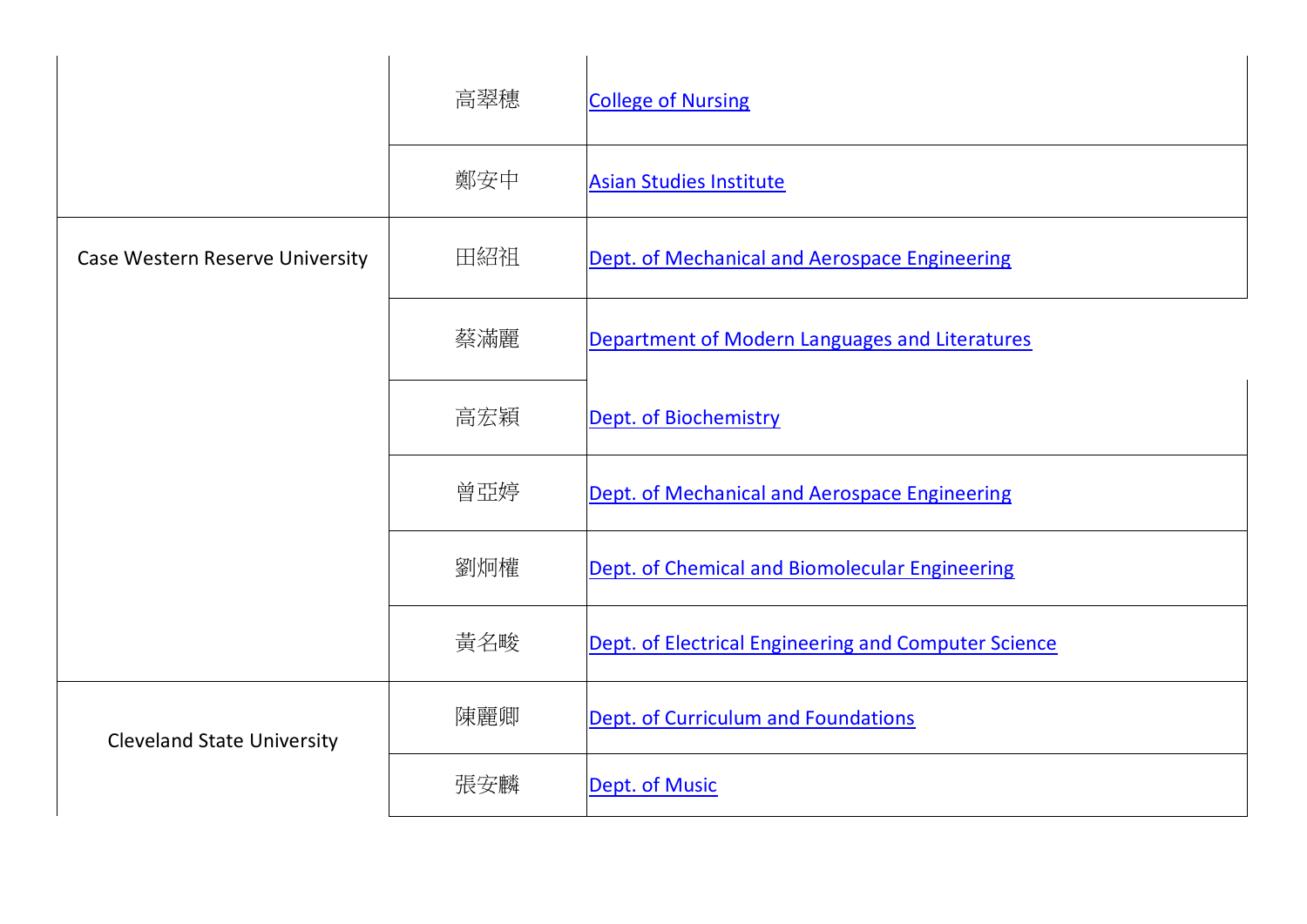| | | |
|---|---|---|
| | 高翠穗 | College of Nursing |
| | 鄭安中 | Asian Studies Institute |
| Case Western Reserve University | 田紹祖 | Dept. of Mechanical and Aerospace Engineering |
| | 蔡滿麗 | Department of Modern Languages and Literatures |
| | 高宏穎 | Dept. of Biochemistry |
| | 曾亞婷 | Dept. of Mechanical and Aerospace Engineering |
| | 劉炯權 | Dept. of Chemical and Biomolecular Engineering |
| | 黃名畯 | Dept. of Electrical Engineering and Computer Science |
| Cleveland State University | 陳麗卿 | Dept. of Curriculum and Foundations |
| | 張安麟 | Dept. of Music |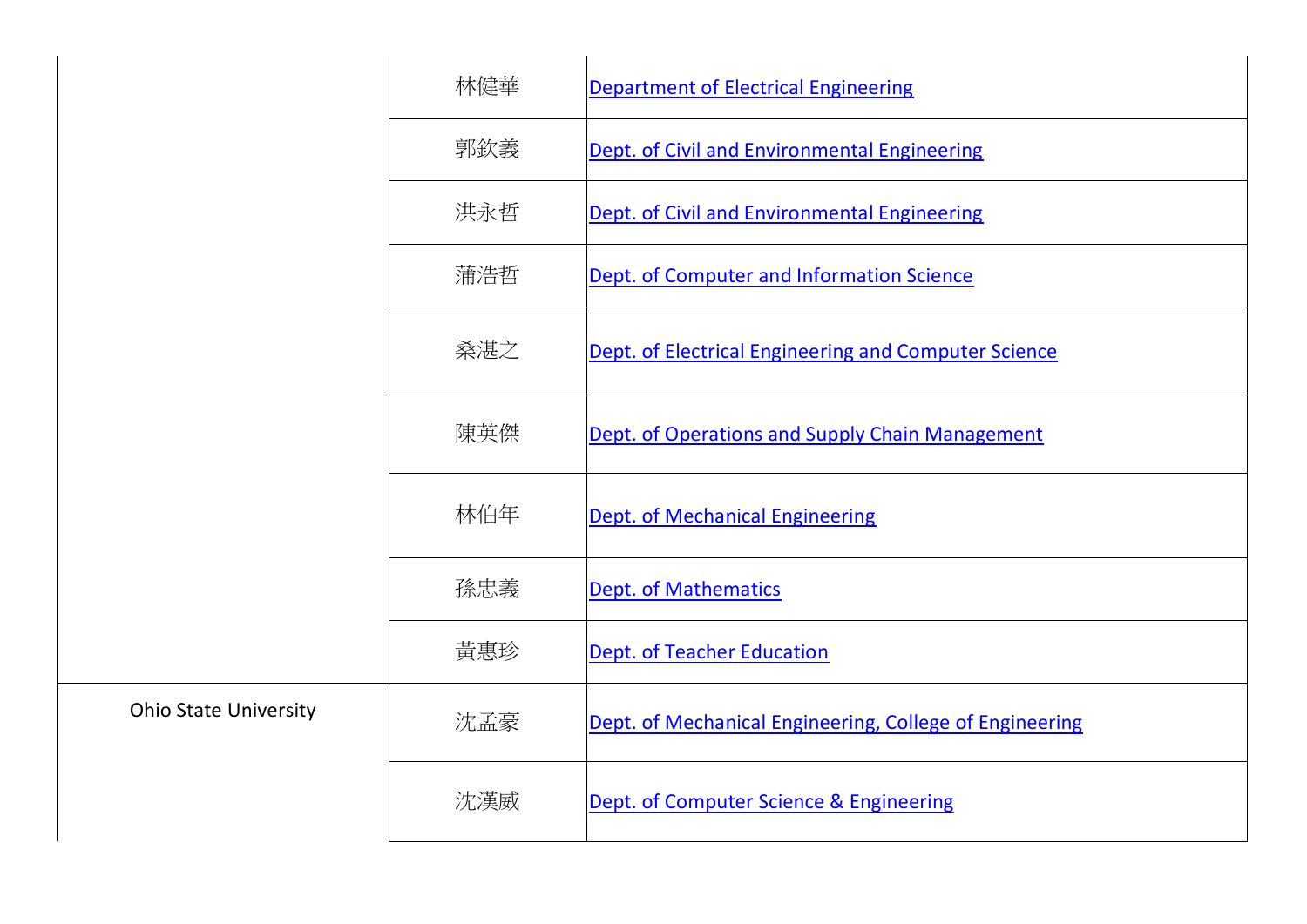| | | |
|---|---|---|
| | 林健華 | Department of Electrical Engineering |
| | 郭欽義 | Dept. of Civil and Environmental Engineering |
| | 洪永哲 | Dept. of Civil and Environmental Engineering |
| | 蒲浩哲 | Dept. of Computer and Information Science |
| | 桑湛之 | Dept. of Electrical Engineering and Computer Science |
| | 陳英傑 | Dept. of Operations and Supply Chain Management |
| | 林伯年 | Dept. of Mechanical Engineering |
| | 孫忠義 | Dept. of Mathematics |
| | 黃惠珍 | Dept. of Teacher Education |
| Ohio State University | 沈孟豪 | Dept. of Mechanical Engineering, College of Engineering |
| | 沈漢威 | Dept. of Computer Science & Engineering |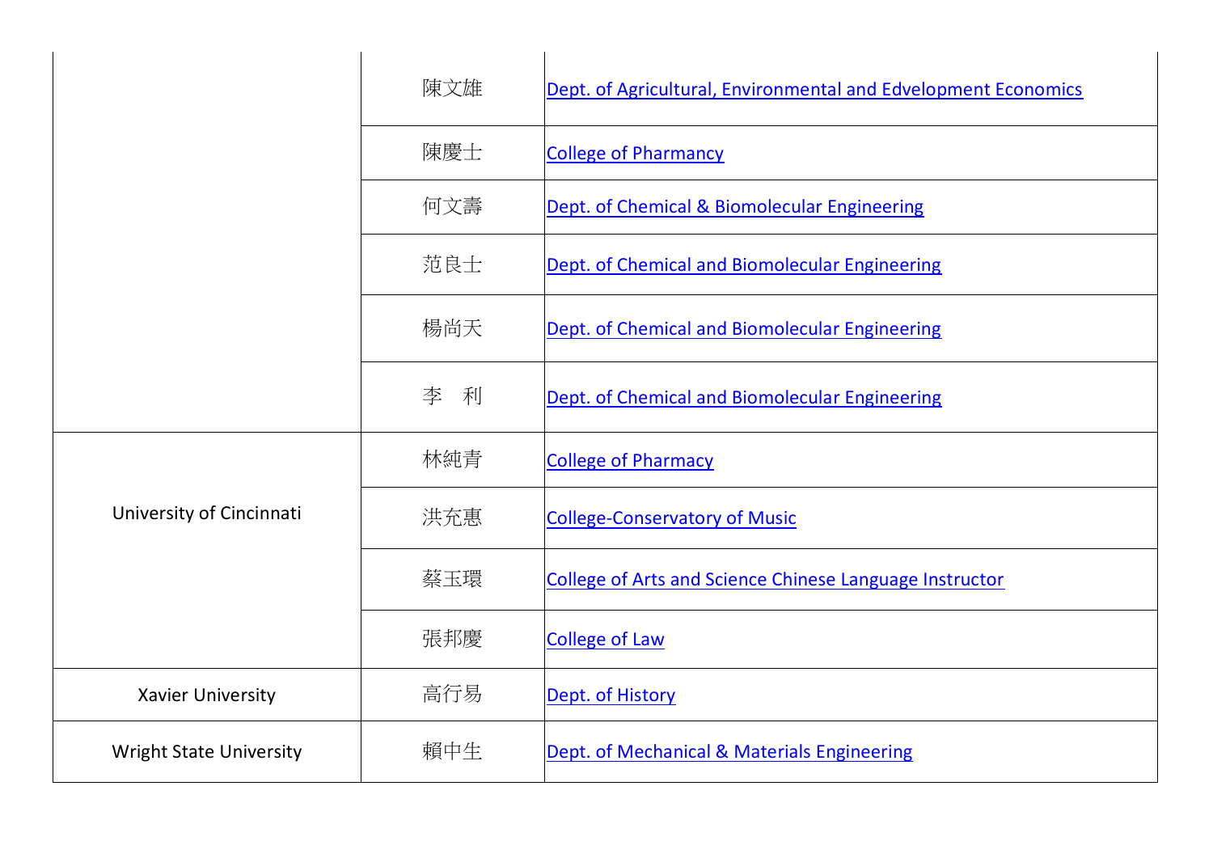| | | |
|---|---|---|
| | 陳文雄 | Dept. of Agricultural, Environmental and Edvelopment Economics |
| | 陳慶士 | College of Pharmancy |
| | 何文壽 | Dept. of Chemical & Biomolecular Engineering |
| | 范良士 | Dept. of Chemical and Biomolecular Engineering |
| | 楊尚天 | Dept. of Chemical and Biomolecular Engineering |
| | 李　利 | Dept. of Chemical and Biomolecular Engineering |
| University of Cincinnati | 林純青 | College of Pharmacy |
| | 洪充惠 | College-Conservatory of Music |
| | 蔡玉環 | College of Arts and Science Chinese Language Instructor |
| | 張邦慶 | College of Law |
| Xavier University | 高行易 | Dept. of History |
| Wright State University | 賴中生 | Dept. of Mechanical & Materials Engineering |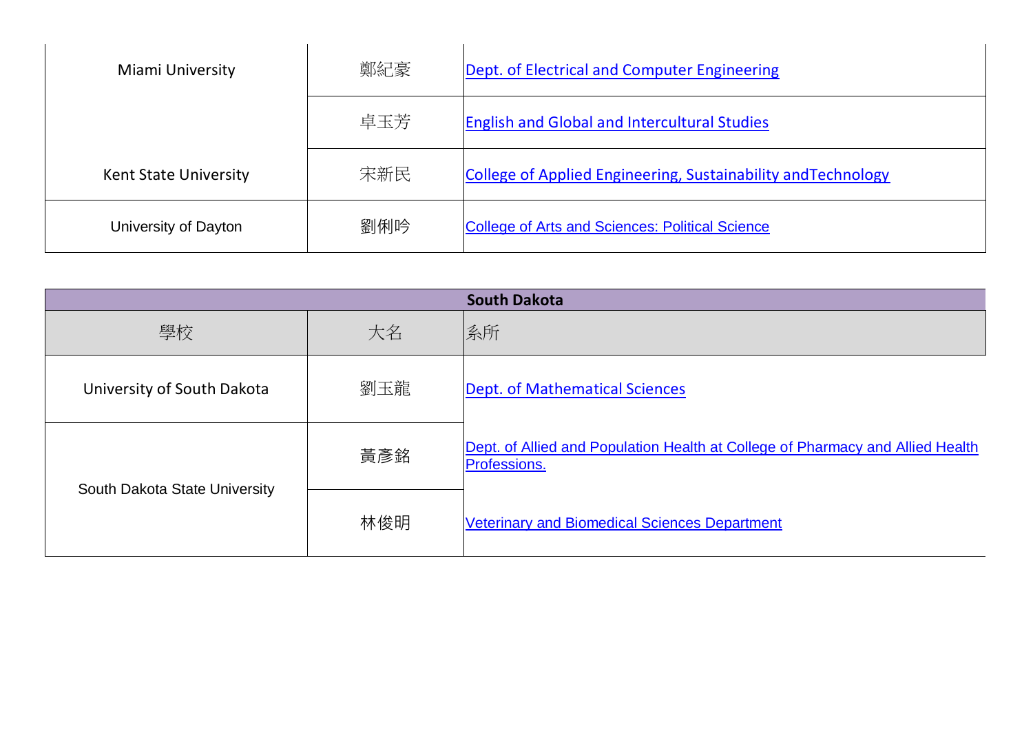| 學校 | 大名 | 系所 |
| --- | --- | --- |
| Miami University | 鄭紀豪 | Dept. of Electrical and Computer Engineering |
| | 卓玉芳 | English and Global and Intercultural Studies |
| Kent State University | 宋新民 | College of Applied Engineering, Sustainability andTechnology |
| University of Dayton | 劉俐吟 | College of Arts and Sciences: Political Science |

| **South Dakota** | | |
| --- | --- | --- |
| 學校 | 大名 | 系所 |
| University of South Dakota | 劉玉龍 | Dept. of Mathematical Sciences |
| South Dakota State University | 黃彥銘 | Dept. of Allied and Population Health at College of Pharmacy and Allied Health Professions. |
| | 林俊明 | Veterinary and Biomedical Sciences Department |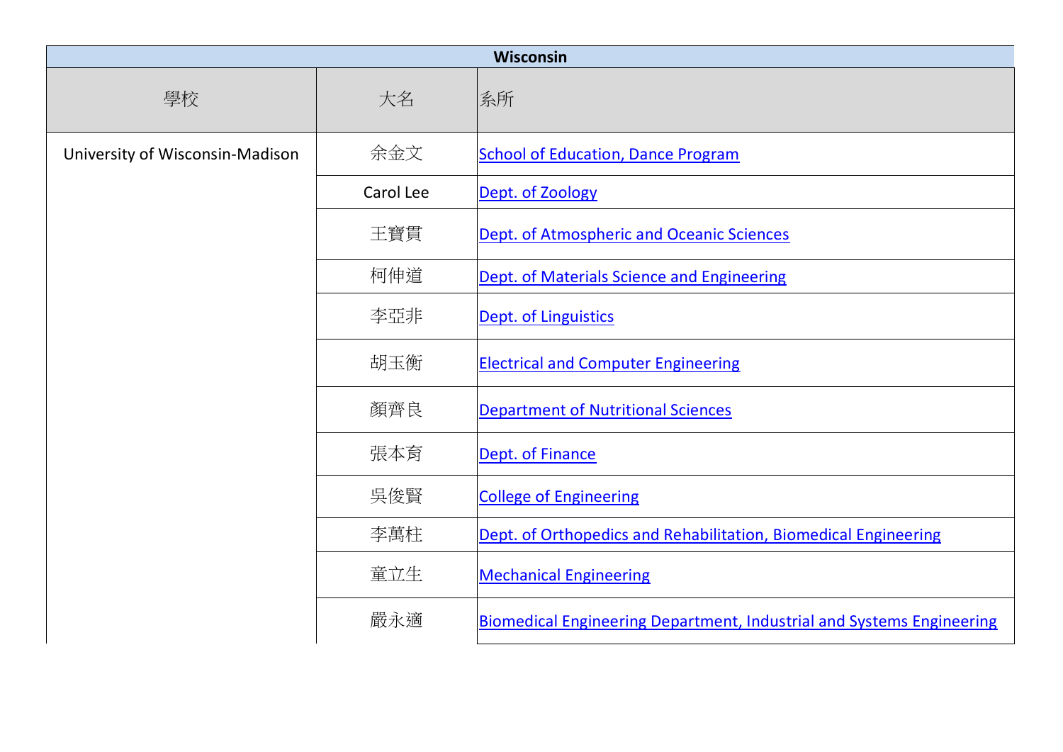| Wisconsin | | |
|---|---|---|
| 學校 | 大名 | 系所 |
| University of Wisconsin-Madison | 余金文 | School of Education, Dance Program |
| | Carol Lee | Dept. of Zoology |
| | 王寶貫 | Dept. of Atmospheric and Oceanic Sciences |
| | 柯伸道 | Dept. of Materials Science and Engineering |
| | 李亞非 | Dept. of Linguistics |
| | 胡玉衡 | Electrical and Computer Engineering |
| | 顏齊良 | Department of Nutritional Sciences |
| | 張本育 | Dept. of Finance |
| | 吳俊賢 | College of Engineering |
| | 李萬柱 | Dept. of Orthopedics and Rehabilitation, Biomedical Engineering |
| | 童立生 | Mechanical Engineering |
| | 嚴永適 | Biomedical Engineering Department, Industrial and Systems Engineering |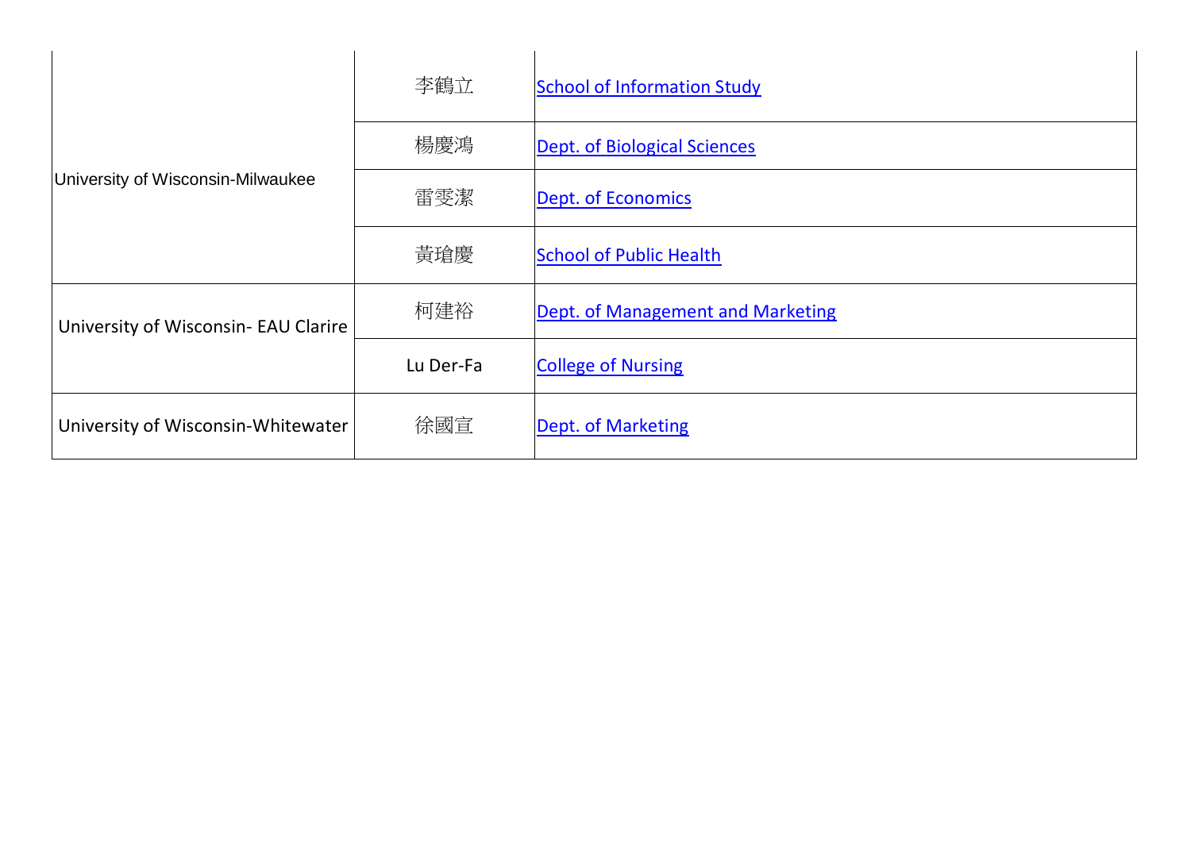| | | |
|---|---|---|
| University of Wisconsin-Milwaukee | 李鶴立 | School of Information Study |
| | 楊慶鴻 | Dept. of Biological Sciences |
| | 雷雯潔 | Dept. of Economics |
| | 黃瑲慶 | School of Public Health |
| University of Wisconsin- EAU Clarire | 柯建裕 | Dept. of Management and Marketing |
| | Lu Der-Fa | College of Nursing |
| University of Wisconsin-Whitewater | 徐國宣 | Dept. of Marketing |